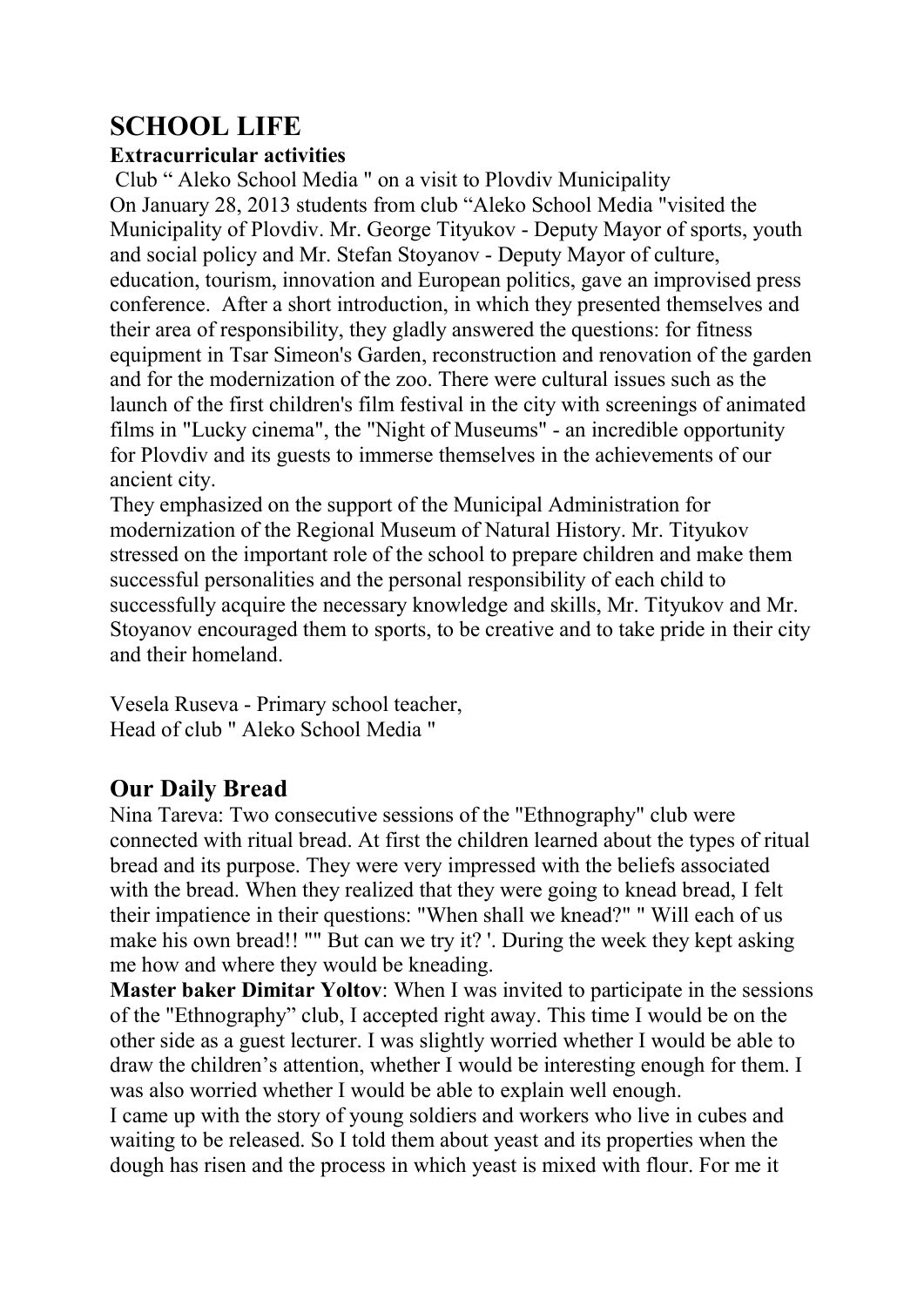# SCHOOL LIFE

**Extracurricular activities**

Club " Aleko School Media " on a visit to Plovdiv Municipality

On January 28, 2013 students from club "Aleko School Media "visited the Municipality of Plovdiv. Mr. George Tityukov - Deputy Mayor of sports, youth and social policy and Mr. Stefan Stoyanov - Deputy Mayor of culture, education, tourism, innovation and European politics, gave an improvised press conference. After a short introduction, in which they presented themselves and their area of responsibility, they gladly answered the questions: for fitness equipment in Tsar Simeon's Garden, reconstruction and renovation of the garden and for the modernization of the zoo. There were cultural issues such as the launch of the first children's film festival in the city with screenings of animated films in "Lucky cinema", the "Night of Museums" - an incredible opportunity for Plovdiv and its guests to immerse themselves in the achievements of our ancient city.

They emphasized on the support of the Municipal Administration for modernization of the Regional Museum of Natural History. Mr. Tityukov stressed on the important role of the school to prepare children and make them successful personalities and the personal responsibility of each child to successfully acquire the necessary knowledge and skills, Mr. Tityukov and Mr. Stoyanov encouraged them to sports, to be creative and to take pride in their city and their homeland.

Vesela Ruseva - Primary school teacher,
Head of club " Aleko School Media "

## Our Daily Bread

Nina Tareva: Two consecutive sessions of the "Ethnography" club were connected with ritual bread. At first the children learned about the types of ritual bread and its purpose. They were very impressed with the beliefs associated with the bread. When they realized that they were going to knead bread, I felt their impatience in their questions: "When shall we knead?" " Will each of us make his own bread!! "" But can we try it? '. During the week they kept asking me how and where they would be kneading.

**Master baker Dimitar Yoltov**: When I was invited to participate in the sessions of the "Ethnography" club, I accepted right away. This time I would be on the other side as a guest lecturer. I was slightly worried whether I would be able to draw the children's attention, whether I would be interesting enough for them. I was also worried whether I would be able to explain well enough.

I came up with the story of young soldiers and workers who live in cubes and waiting to be released. So I told them about yeast and its properties when the dough has risen and the process in which yeast is mixed with flour. For me it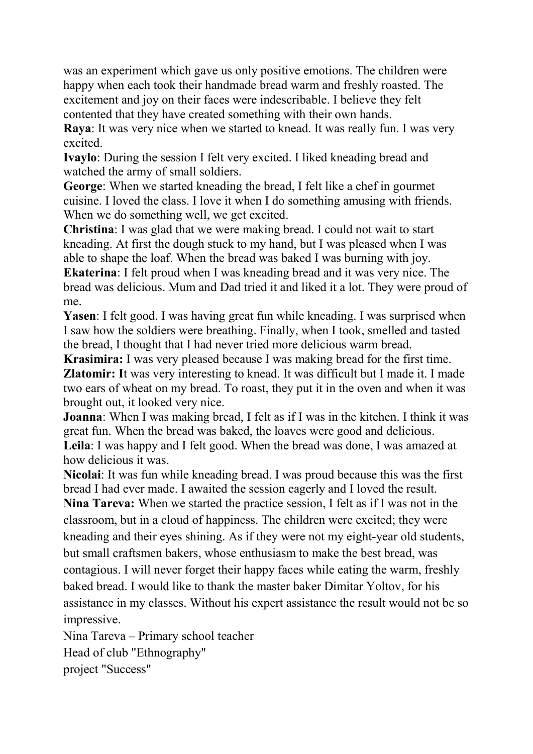was an experiment which gave us only positive emotions. The children were happy when each took their handmade bread warm and freshly roasted. The excitement and joy on their faces were indescribable. I believe they felt contented that they have created something with their own hands.

**Raya**: It was very nice when we started to knead. It was really fun. I was very excited.

**Ivaylo**: During the session I felt very excited. I liked kneading bread and watched the army of small soldiers.

**George**: When we started kneading the bread, I felt like a chef in gourmet cuisine. I loved the class. I love it when I do something amusing with friends. When we do something well, we get excited.

**Christina**: I was glad that we were making bread. I could not wait to start kneading. At first the dough stuck to my hand, but I was pleased when I was able to shape the loaf. When the bread was baked I was burning with joy.

**Ekaterina**: I felt proud when I was kneading bread and it was very nice. The bread was delicious. Mum and Dad tried it and liked it a lot. They were proud of me.

**Yasen**: I felt good. I was having great fun while kneading. I was surprised when I saw how the soldiers were breathing. Finally, when I took, smelled and tasted the bread, I thought that I had never tried more delicious warm bread.

**Krasimira:** I was very pleased because I was making bread for the first time.

**Zlatomir: I**t was very interesting to knead. It was difficult but I made it. I made two ears of wheat on my bread. To roast, they put it in the oven and when it was brought out, it looked very nice.

**Joanna**: When I was making bread, I felt as if I was in the kitchen. I think it was great fun. When the bread was baked, the loaves were good and delicious.

**Leila**: I was happy and I felt good. When the bread was done, I was amazed at how delicious it was.

**Nicolai**: It was fun while kneading bread. I was proud because this was the first bread I had ever made. I awaited the session eagerly and I loved the result.

**Nina Tareva:** When we started the practice session, I felt as if I was not in the classroom, but in a cloud of happiness. The children were excited; they were kneading and their eyes shining. As if they were not my eight-year old students, but small craftsmen bakers, whose enthusiasm to make the best bread, was contagious. I will never forget their happy faces while eating the warm, freshly baked bread. I would like to thank the master baker Dimitar Yoltov, for his assistance in my classes. Without his expert assistance the result would not be so impressive.

Nina Tareva – Primary school teacher

Head of club "Ethnography"

project "Success"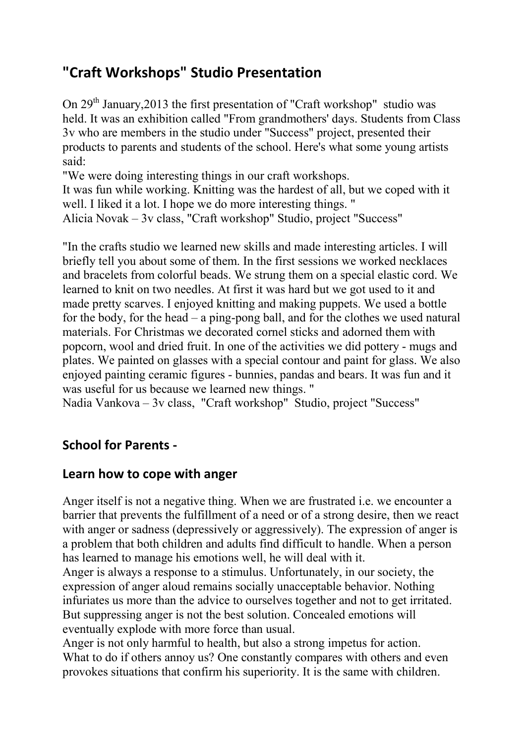# "Craft Workshops" Studio Presentation

On 29th January,2013 the first presentation of "Craft workshop" studio was held. It was an exhibition called "From grandmothers' days. Students from Class 3v who are members in the studio under "Success" project, presented their products to parents and students of the school. Here's what some young artists said:

"We were doing interesting things in our craft workshops.
It was fun while working. Knitting was the hardest of all, but we coped with it well. I liked it a lot. I hope we do more interesting things. "
Alicia Novak – 3v class, "Craft workshop" Studio, project "Success"

"In the crafts studio we learned new skills and made interesting articles. I will briefly tell you about some of them. In the first sessions we worked necklaces and bracelets from colorful beads. We strung them on a special elastic cord. We learned to knit on two needles. At first it was hard but we got used to it and made pretty scarves. I enjoyed knitting and making puppets. We used a bottle for the body, for the head – a ping-pong ball, and for the clothes we used natural materials. For Christmas we decorated cornel sticks and adorned them with popcorn, wool and dried fruit. In one of the activities we did pottery - mugs and plates. We painted on glasses with a special contour and paint for glass. We also enjoyed painting ceramic figures - bunnies, pandas and bears. It was fun and it was useful for us because we learned new things. "
Nadia Vankova – 3v class, "Craft workshop" Studio, project "Success"

## School for Parents -

## Learn how to cope with anger

Anger itself is not a negative thing. When we are frustrated i.e. we encounter a barrier that prevents the fulfillment of a need or of a strong desire, then we react with anger or sadness (depressively or aggressively). The expression of anger is a problem that both children and adults find difficult to handle. When a person has learned to manage his emotions well, he will deal with it.
Anger is always a response to a stimulus. Unfortunately, in our society, the expression of anger aloud remains socially unacceptable behavior. Nothing infuriates us more than the advice to ourselves together and not to get irritated. But suppressing anger is not the best solution. Concealed emotions will eventually explode with more force than usual.
Anger is not only harmful to health, but also a strong impetus for action.
What to do if others annoy us? One constantly compares with others and even provokes situations that confirm his superiority. It is the same with children.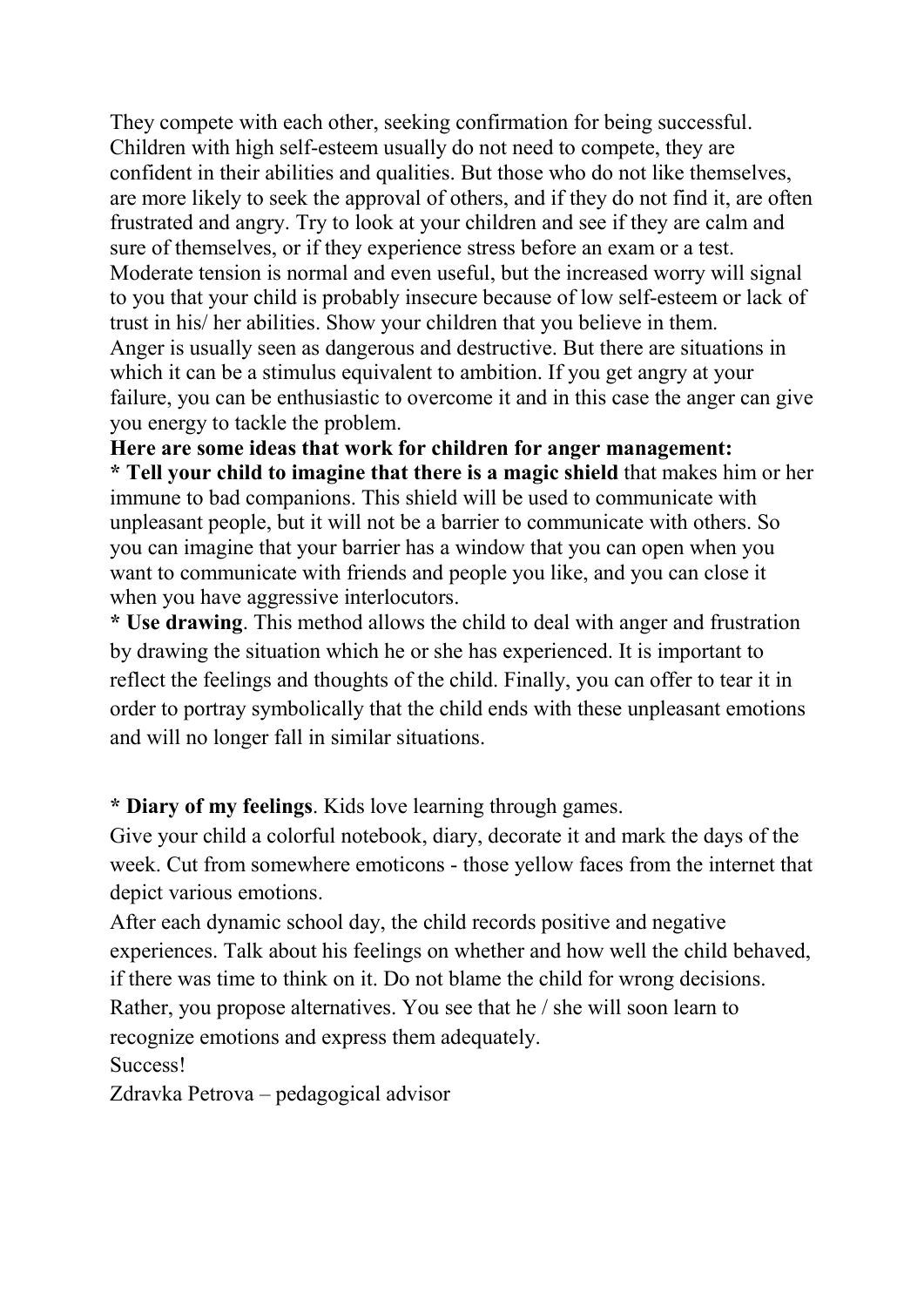They compete with each other, seeking confirmation for being successful. Children with high self-esteem usually do not need to compete, they are confident in their abilities and qualities. But those who do not like themselves, are more likely to seek the approval of others, and if they do not find it, are often frustrated and angry. Try to look at your children and see if they are calm and sure of themselves, or if they experience stress before an exam or a test. Moderate tension is normal and even useful, but the increased worry will signal to you that your child is probably insecure because of low self-esteem or lack of trust in his/ her abilities. Show your children that you believe in them.

Anger is usually seen as dangerous and destructive. But there are situations in which it can be a stimulus equivalent to ambition. If you get angry at your failure, you can be enthusiastic to overcome it and in this case the anger can give you energy to tackle the problem.

**Here are some ideas that work for children for anger management:**

* **Tell your child to imagine that there is a magic shield** that makes him or her immune to bad companions. This shield will be used to communicate with unpleasant people, but it will not be a barrier to communicate with others. So you can imagine that your barrier has a window that you can open when you want to communicate with friends and people you like, and you can close it when you have aggressive interlocutors.

* **Use drawing**. This method allows the child to deal with anger and frustration by drawing the situation which he or she has experienced. It is important to reflect the feelings and thoughts of the child. Finally, you can offer to tear it in order to portray symbolically that the child ends with these unpleasant emotions and will no longer fall in similar situations.

* **Diary of my feelings**. Kids love learning through games.

Give your child a colorful notebook, diary, decorate it and mark the days of the week. Cut from somewhere emoticons - those yellow faces from the internet that depict various emotions.

After each dynamic school day, the child records positive and negative experiences. Talk about his feelings on whether and how well the child behaved, if there was time to think on it. Do not blame the child for wrong decisions. Rather, you propose alternatives. You see that he / she will soon learn to recognize emotions and express them adequately.

Success!

Zdravka Petrova – pedagogical advisor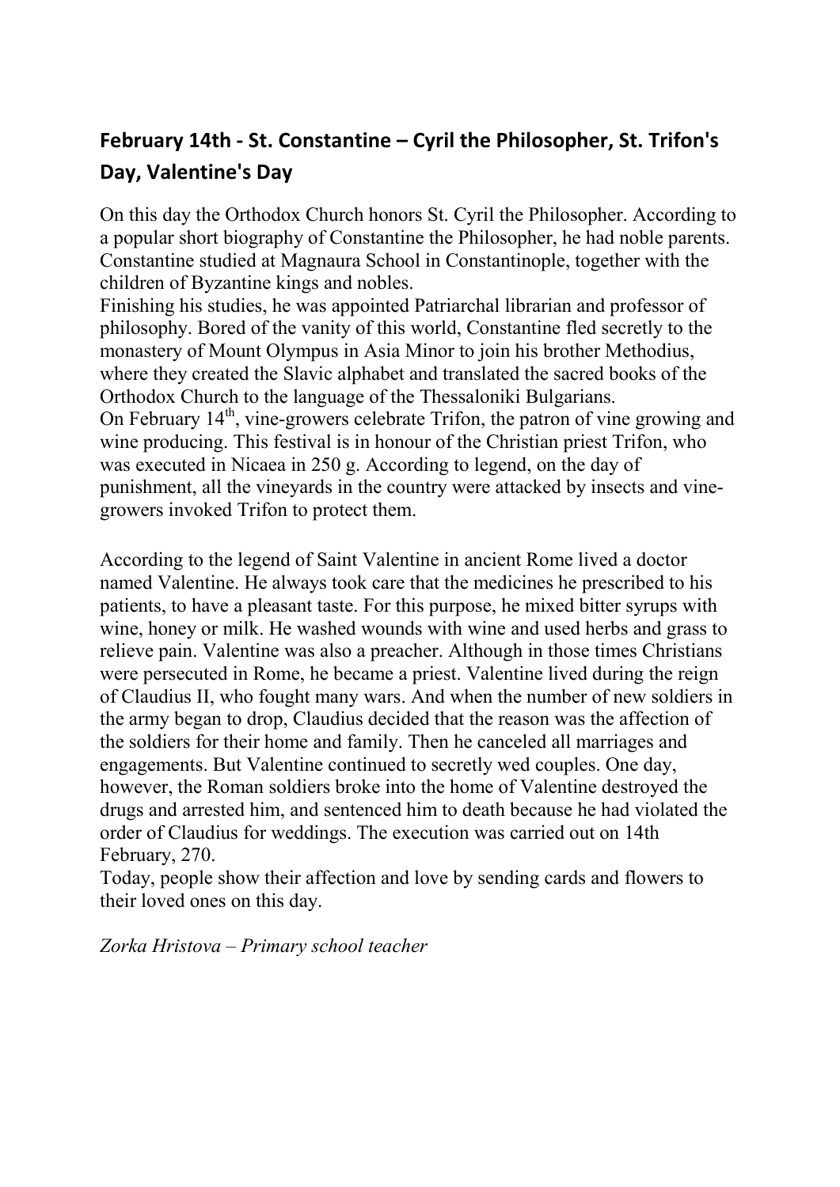## February 14th - St. Constantine – Cyril the Philosopher, St. Trifon's Day, Valentine's Day

On this day the Orthodox Church honors St. Cyril the Philosopher. According to a popular short biography of Constantine the Philosopher, he had noble parents. Constantine studied at Magnaura School in Constantinople, together with the children of Byzantine kings and nobles.

Finishing his studies, he was appointed Patriarchal librarian and professor of philosophy. Bored of the vanity of this world, Constantine fled secretly to the monastery of Mount Olympus in Asia Minor to join his brother Methodius, where they created the Slavic alphabet and translated the sacred books of the Orthodox Church to the language of the Thessaloniki Bulgarians.

On February 14th, vine-growers celebrate Trifon, the patron of vine growing and wine producing. This festival is in honour of the Christian priest Trifon, who was executed in Nicaea in 250 g. According to legend, on the day of punishment, all the vineyards in the country were attacked by insects and vine-growers invoked Trifon to protect them.

According to the legend of Saint Valentine in ancient Rome lived a doctor named Valentine. He always took care that the medicines he prescribed to his patients, to have a pleasant taste. For this purpose, he mixed bitter syrups with wine, honey or milk. He washed wounds with wine and used herbs and grass to relieve pain. Valentine was also a preacher. Although in those times Christians were persecuted in Rome, he became a priest. Valentine lived during the reign of Claudius II, who fought many wars. And when the number of new soldiers in the army began to drop, Claudius decided that the reason was the affection of the soldiers for their home and family. Then he canceled all marriages and engagements. But Valentine continued to secretly wed couples. One day, however, the Roman soldiers broke into the home of Valentine destroyed the drugs and arrested him, and sentenced him to death because he had violated the order of Claudius for weddings. The execution was carried out on 14th February, 270.

Today, people show their affection and love by sending cards and flowers to their loved ones on this day.

*Zorka Hristova – Primary school teacher*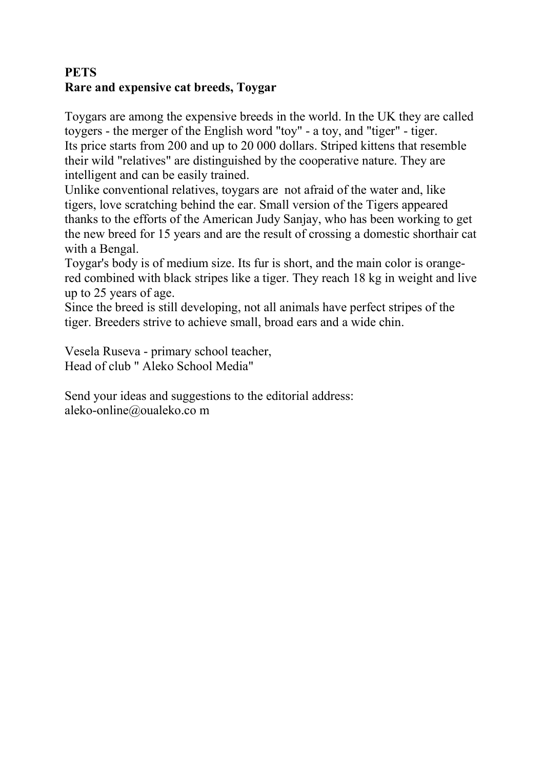**PETS**

**Rare and expensive cat breeds, Toygar**

Toygars are among the expensive breeds in the world. In the UK they are called toygers - the merger of the English word "toy" - a toy, and "tiger" - tiger.
Its price starts from 200 and up to 20 000 dollars. Striped kittens that resemble their wild "relatives" are distinguished by the cooperative nature. They are intelligent and can be easily trained.
Unlike conventional relatives, toygars are not afraid of the water and, like tigers, love scratching behind the ear. Small version of the Tigers appeared thanks to the efforts of the American Judy Sanjay, who has been working to get the new breed for 15 years and are the result of crossing a domestic shorthair cat with a Bengal.
Toygar's body is of medium size. Its fur is short, and the main color is orange-red combined with black stripes like a tiger. They reach 18 kg in weight and live up to 25 years of age.
Since the breed is still developing, not all animals have perfect stripes of the tiger. Breeders strive to achieve small, broad ears and a wide chin.

Vesela Ruseva - primary school teacher,
Head of club " Aleko School Media"

Send your ideas and suggestions to the editorial address:
aleko-online@oualeko.co m